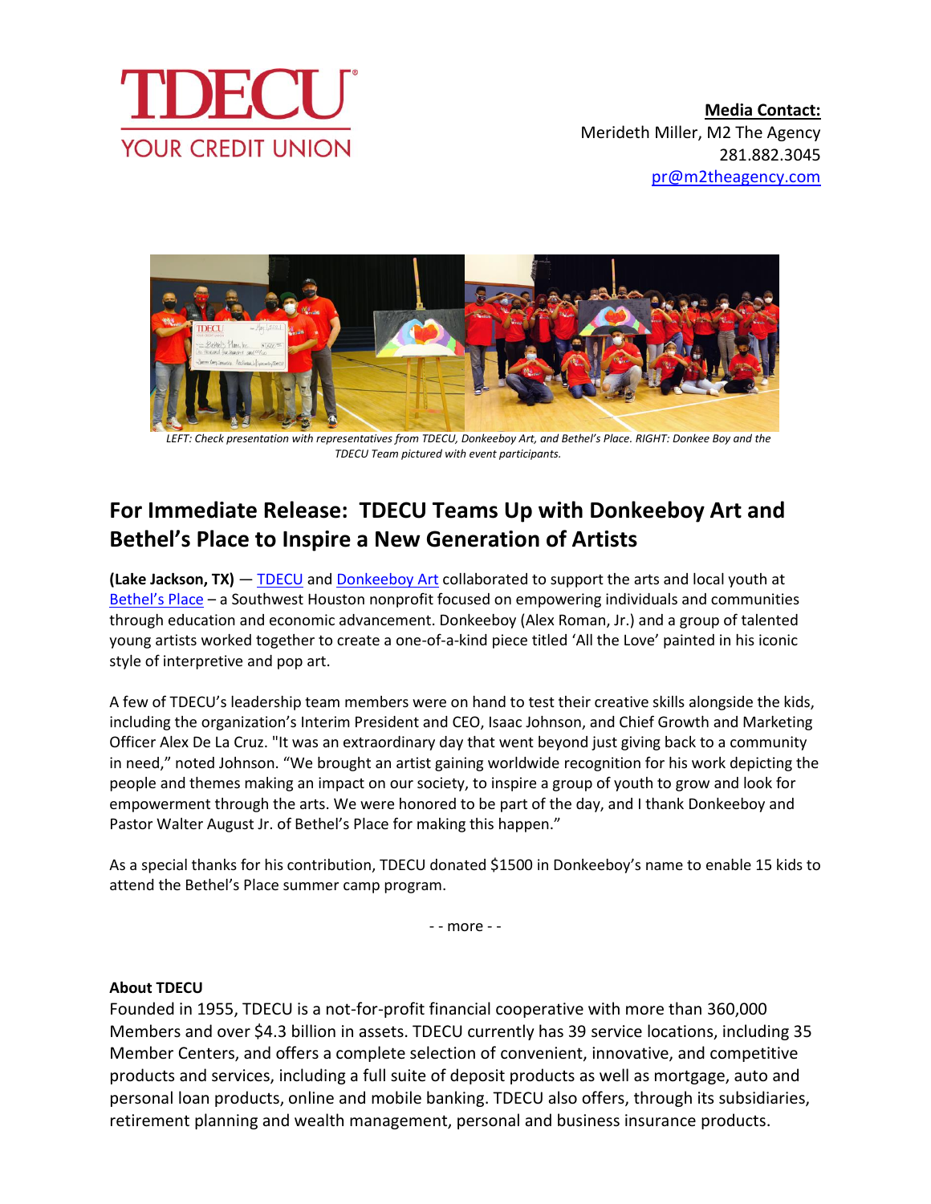**Media Contact:**
Merideth Miller, M2 The Agency
281.882.3045
pr@m2theagency.com

*LEFT: Check presentation with representatives from TDECU, Donkeeboy Art, and Bethel's Place. RIGHT: Donkee Boy and the TDECU Team pictured with event participants.*

## For Immediate Release: TDECU Teams Up with Donkeeboy Art and Bethel's Place to Inspire a New Generation of Artists

**(Lake Jackson, TX)** — TDECU and Donkeeboy Art collaborated to support the arts and local youth at Bethel's Place – a Southwest Houston nonprofit focused on empowering individuals and communities through education and economic advancement. Donkeeboy (Alex Roman, Jr.) and a group of talented young artists worked together to create a one-of-a-kind piece titled 'All the Love' painted in his iconic style of interpretive and pop art.

A few of TDECU's leadership team members were on hand to test their creative skills alongside the kids, including the organization's Interim President and CEO, Isaac Johnson, and Chief Growth and Marketing Officer Alex De La Cruz. "It was an extraordinary day that went beyond just giving back to a community in need," noted Johnson. "We brought an artist gaining worldwide recognition for his work depicting the people and themes making an impact on our society, to inspire a group of youth to grow and look for empowerment through the arts. We were honored to be part of the day, and I thank Donkeeboy and Pastor Walter August Jr. of Bethel's Place for making this happen."

As a special thanks for his contribution, TDECU donated $1500 in Donkeeboy's name to enable 15 kids to attend the Bethel's Place summer camp program.

- - more - -

**About TDECU**
Founded in 1955, TDECU is a not-for-profit financial cooperative with more than 360,000 Members and over $4.3 billion in assets. TDECU currently has 39 service locations, including 35 Member Centers, and offers a complete selection of convenient, innovative, and competitive products and services, including a full suite of deposit products as well as mortgage, auto and personal loan products, online and mobile banking. TDECU also offers, through its subsidiaries, retirement planning and wealth management, personal and business insurance products.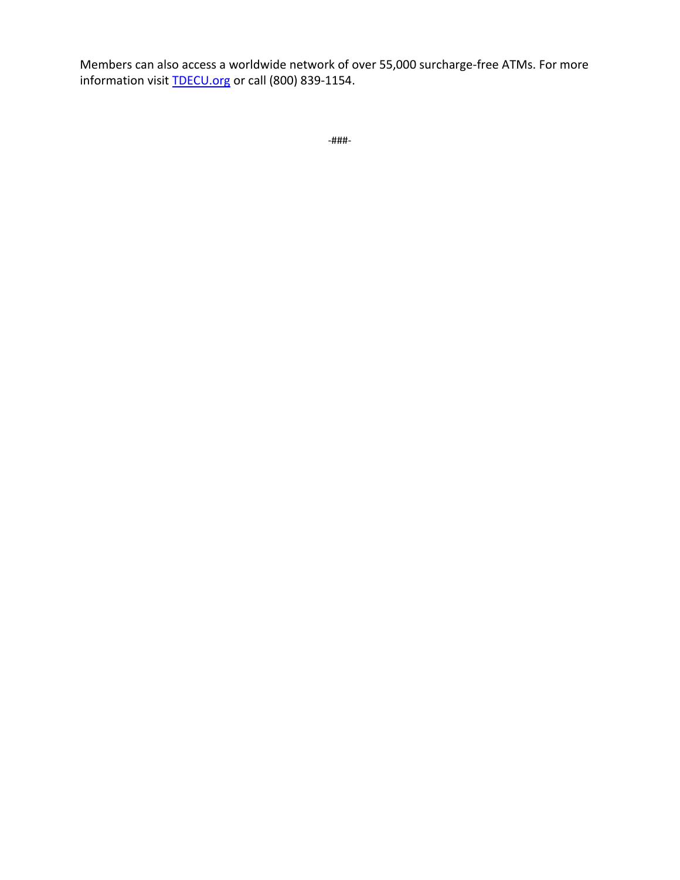Members can also access a worldwide network of over 55,000 surcharge-free ATMs. For more information visit [TDECU.org](TDECU.org) or call (800) 839-1154.

-###-